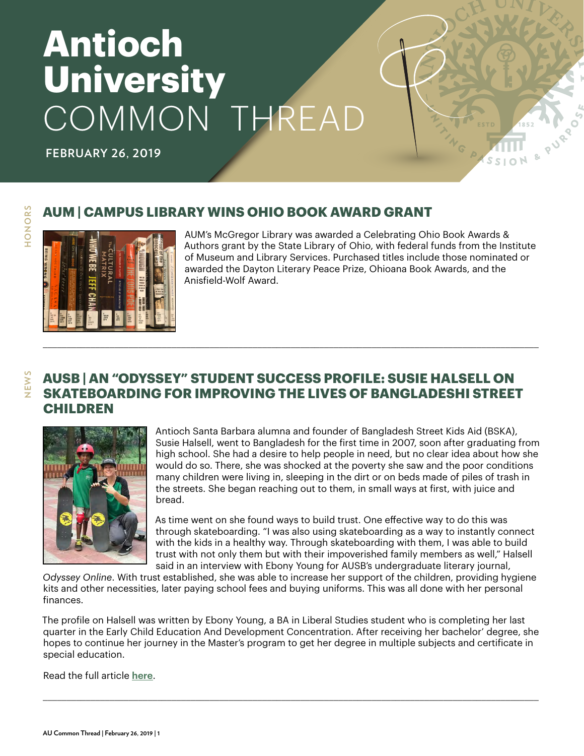# Antioch University
# COMMON THREAD

**FEBRUARY 26, 2019**

HONORS

## AUM | CAMPUS LIBRARY WINS OHIO BOOK AWARD GRANT

AUM's McGregor Library was awarded a Celebrating Ohio Book Awards & Authors grant by the State Library of Ohio, with federal funds from the Institute of Museum and Library Services. Purchased titles include those nominated or awarded the Dayton Literary Peace Prize, Ohioana Book Awards, and the Anisfield-Wolf Award.

---

NEWS

## AUSB | AN "ODYSSEY" STUDENT SUCCESS PROFILE: SUSIE HALSELL ON SKATEBOARDING FOR IMPROVING THE LIVES OF BANGLADESHI STREET CHILDREN

Antioch Santa Barbara alumna and founder of Bangladesh Street Kids Aid (BSKA), Susie Halsell, went to Bangladesh for the first time in 2007, soon after graduating from high school. She had a desire to help people in need, but no clear idea about how she would do so. There, she was shocked at the poverty she saw and the poor conditions many children were living in, sleeping in the dirt or on beds made of piles of trash in the streets. She began reaching out to them, in small ways at first, with juice and bread.

As time went on she found ways to build trust. One effective way to do this was through skateboarding. "I was also using skateboarding as a way to instantly connect with the kids in a healthy way. Through skateboarding with them, I was able to build trust with not only them but with their impoverished family members as well," Halsell said in an interview with Ebony Young for AUSB's undergraduate literary journal, *Odyssey Online*. With trust established, she was able to increase her support of the children, providing hygiene kits and other necessities, later paying school fees and buying uniforms. This was all done with her personal finances.

The profile on Halsell was written by Ebony Young, a BA in Liberal Studies student who is completing her last quarter in the Early Child Education And Development Concentration. After receiving her bachelor' degree, she hopes to continue her journey in the Master's program to get her degree in multiple subjects and certificate in special education.

Read the full article **here**.

---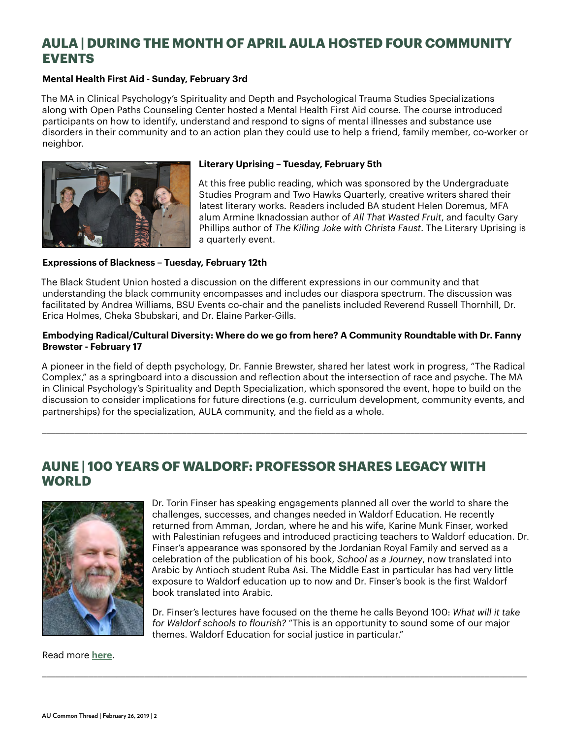## AULA | DURING THE MONTH OF APRIL AULA HOSTED FOUR COMMUNITY EVENTS

**Mental Health First Aid - Sunday, February 3rd**

The MA in Clinical Psychology's Spirituality and Depth and Psychological Trauma Studies Specializations along with Open Paths Counseling Center hosted a Mental Health First Aid course. The course introduced participants on how to identify, understand and respond to signs of mental illnesses and substance use disorders in their community and to an action plan they could use to help a friend, family member, co-worker or neighbor.

**Literary Uprising – Tuesday, February 5th**

At this free public reading, which was sponsored by the Undergraduate Studies Program and Two Hawks Quarterly, creative writers shared their latest literary works. Readers included BA student Helen Doremus, MFA alum Armine Iknadossian author of *All That Wasted Fruit*, and faculty Gary Phillips author of *The Killing Joke with Christa Faust*. The Literary Uprising is a quarterly event.

**Expressions of Blackness – Tuesday, February 12th**

The Black Student Union hosted a discussion on the different expressions in our community and that understanding the black community encompasses and includes our diaspora spectrum. The discussion was facilitated by Andrea Williams, BSU Events co-chair and the panelists included Reverend Russell Thornhill, Dr. Erica Holmes, Cheka Sbubskari, and Dr. Elaine Parker-Gills.

**Embodying Radical/Cultural Diversity: Where do we go from here? A Community Roundtable with Dr. Fanny Brewster - February 17**

A pioneer in the field of depth psychology, Dr. Fannie Brewster, shared her latest work in progress, "The Radical Complex," as a springboard into a discussion and reflection about the intersection of race and psyche. The MA in Clinical Psychology's Spirituality and Depth Specialization, which sponsored the event, hope to build on the discussion to consider implications for future directions (e.g. curriculum development, community events, and partnerships) for the specialization, AULA community, and the field as a whole.

---

## AUNE | 100 YEARS OF WALDORF: PROFESSOR SHARES LEGACY WITH WORLD

Dr. Torin Finser has speaking engagements planned all over the world to share the challenges, successes, and changes needed in Waldorf Education. He recently returned from Amman, Jordan, where he and his wife, Karine Munk Finser, worked with Palestinian refugees and introduced practicing teachers to Waldorf education. Dr. Finser's appearance was sponsored by the Jordanian Royal Family and served as a celebration of the publication of his book, *School as a Journey*, now translated into Arabic by Antioch student Ruba Asi. The Middle East in particular has had very little exposure to Waldorf education up to now and Dr. Finser's book is the first Waldorf book translated into Arabic.

Dr. Finser's lectures have focused on the theme he calls Beyond 100: *What will it take for Waldorf schools to flourish?* "This is an opportunity to sound some of our major themes. Waldorf Education for social justice in particular."

Read more **here**.

---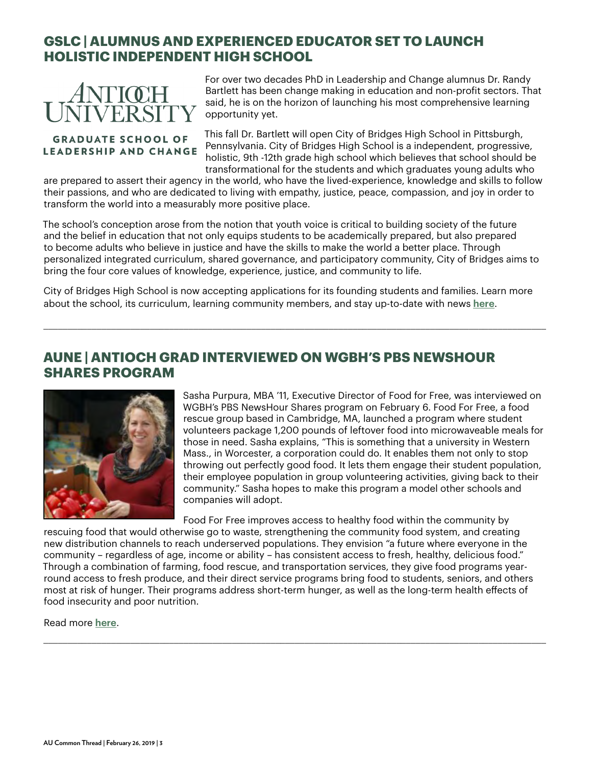## GSLC | ALUMNUS AND EXPERIENCED EDUCATOR SET TO LAUNCH HOLISTIC INDEPENDENT HIGH SCHOOL

ANTIOCH UNIVERSITY

GRADUATE SCHOOL OF LEADERSHIP AND CHANGE

For over two decades PhD in Leadership and Change alumnus Dr. Randy Bartlett has been change making in education and non-profit sectors. That said, he is on the horizon of launching his most comprehensive learning opportunity yet.

This fall Dr. Bartlett will open City of Bridges High School in Pittsburgh, Pennsylvania. City of Bridges High School is a independent, progressive, holistic, 9th -12th grade high school which believes that school should be transformational for the students and which graduates young adults who are prepared to assert their agency in the world, who have the lived-experience, knowledge and skills to follow their passions, and who are dedicated to living with empathy, justice, peace, compassion, and joy in order to transform the world into a measurably more positive place.

The school's conception arose from the notion that youth voice is critical to building society of the future and the belief in education that not only equips students to be academically prepared, but also prepared to become adults who believe in justice and have the skills to make the world a better place. Through personalized integrated curriculum, shared governance, and participatory community, City of Bridges aims to bring the four core values of knowledge, experience, justice, and community to life.

City of Bridges High School is now accepting applications for its founding students and families. Learn more about the school, its curriculum, learning community members, and stay up-to-date with news **here**.

---

## AUNE | ANTIOCH GRAD INTERVIEWED ON WGBH'S PBS NEWSHOUR SHARES PROGRAM

Sasha Purpura, MBA '11, Executive Director of Food for Free, was interviewed on WGBH's PBS NewsHour Shares program on February 6. Food For Free, a food rescue group based in Cambridge, MA, launched a program where student volunteers package 1,200 pounds of leftover food into microwaveable meals for those in need. Sasha explains, "This is something that a university in Western Mass., in Worcester, a corporation could do. It enables them not only to stop throwing out perfectly good food. It lets them engage their student population, their employee population in group volunteering activities, giving back to their community." Sasha hopes to make this program a model other schools and companies will adopt.

Food For Free improves access to healthy food within the community by rescuing food that would otherwise go to waste, strengthening the community food system, and creating new distribution channels to reach underserved populations. They envision "a future where everyone in the community – regardless of age, income or ability – has consistent access to fresh, healthy, delicious food." Through a combination of farming, food rescue, and transportation services, they give food programs year-round access to fresh produce, and their direct service programs bring food to students, seniors, and others most at risk of hunger. Their programs address short-term hunger, as well as the long-term health effects of food insecurity and poor nutrition.

Read more **here**.

---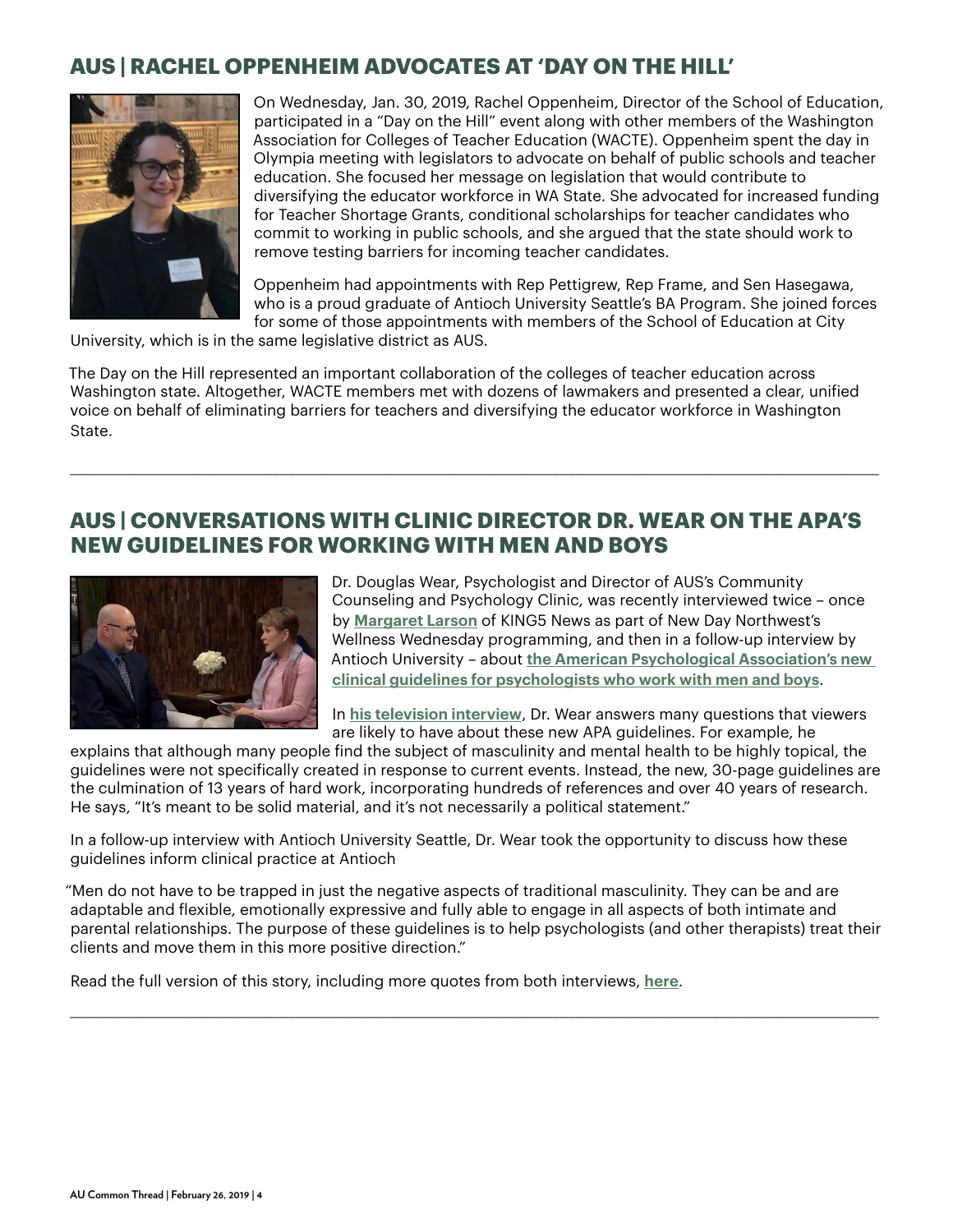## AUS | RACHEL OPPENHEIM ADVOCATES AT 'DAY ON THE HILL'

On Wednesday, Jan. 30, 2019, Rachel Oppenheim, Director of the School of Education, participated in a "Day on the Hill" event along with other members of the Washington Association for Colleges of Teacher Education (WACTE). Oppenheim spent the day in Olympia meeting with legislators to advocate on behalf of public schools and teacher education. She focused her message on legislation that would contribute to diversifying the educator workforce in WA State. She advocated for increased funding for Teacher Shortage Grants, conditional scholarships for teacher candidates who commit to working in public schools, and she argued that the state should work to remove testing barriers for incoming teacher candidates.

Oppenheim had appointments with Rep Pettigrew, Rep Frame, and Sen Hasegawa, who is a proud graduate of Antioch University Seattle's BA Program. She joined forces for some of those appointments with members of the School of Education at City University, which is in the same legislative district as AUS.

The Day on the Hill represented an important collaboration of the colleges of teacher education across Washington state. Altogether, WACTE members met with dozens of lawmakers and presented a clear, unified voice on behalf of eliminating barriers for teachers and diversifying the educator workforce in Washington State.

---

## AUS | CONVERSATIONS WITH CLINIC DIRECTOR DR. WEAR ON THE APA'S NEW GUIDELINES FOR WORKING WITH MEN AND BOYS

Dr. Douglas Wear, Psychologist and Director of AUS's Community Counseling and Psychology Clinic, was recently interviewed twice – once by **Margaret Larson** of KING5 News as part of New Day Northwest's Wellness Wednesday programming, and then in a follow-up interview by Antioch University – about **the American Psychological Association's new clinical guidelines for psychologists who work with men and boys**.

In **his television interview**, Dr. Wear answers many questions that viewers are likely to have about these new APA guidelines. For example, he explains that although many people find the subject of masculinity and mental health to be highly topical, the guidelines were not specifically created in response to current events. Instead, the new, 30-page guidelines are the culmination of 13 years of hard work, incorporating hundreds of references and over 40 years of research. He says, "It's meant to be solid material, and it's not necessarily a political statement."

In a follow-up interview with Antioch University Seattle, Dr. Wear took the opportunity to discuss how these guidelines inform clinical practice at Antioch

"Men do not have to be trapped in just the negative aspects of traditional masculinity. They can be and are adaptable and flexible, emotionally expressive and fully able to engage in all aspects of both intimate and parental relationships. The purpose of these guidelines is to help psychologists (and other therapists) treat their clients and move them in this more positive direction."

Read the full version of this story, including more quotes from both interviews, **here**.

---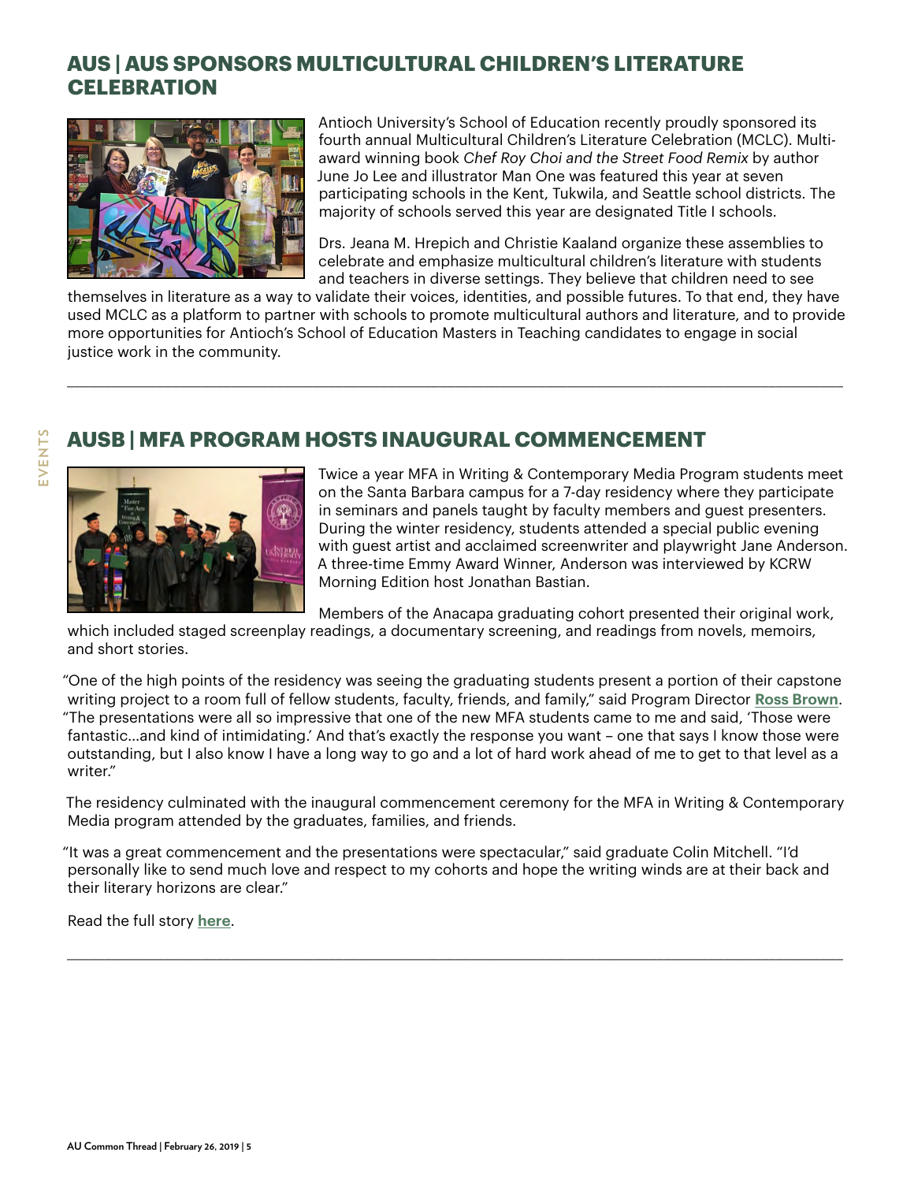## AUS | AUS SPONSORS MULTICULTURAL CHILDREN'S LITERATURE CELEBRATION

Antioch University's School of Education recently proudly sponsored its fourth annual Multicultural Children's Literature Celebration (MCLC). Multi-award winning book *Chef Roy Choi and the Street Food Remix* by author June Jo Lee and illustrator Man One was featured this year at seven participating schools in the Kent, Tukwila, and Seattle school districts. The majority of schools served this year are designated Title I schools.

Drs. Jeana M. Hrepich and Christie Kaaland organize these assemblies to celebrate and emphasize multicultural children's literature with students and teachers in diverse settings. They believe that children need to see themselves in literature as a way to validate their voices, identities, and possible futures. To that end, they have used MCLC as a platform to partner with schools to promote multicultural authors and literature, and to provide more opportunities for Antioch's School of Education Masters in Teaching candidates to engage in social justice work in the community.

---

## AUSB | MFA PROGRAM HOSTS INAUGURAL COMMENCEMENT

Twice a year MFA in Writing & Contemporary Media Program students meet on the Santa Barbara campus for a 7-day residency where they participate in seminars and panels taught by faculty members and guest presenters. During the winter residency, students attended a special public evening with guest artist and acclaimed screenwriter and playwright Jane Anderson. A three-time Emmy Award Winner, Anderson was interviewed by KCRW Morning Edition host Jonathan Bastian.

Members of the Anacapa graduating cohort presented their original work, which included staged screenplay readings, a documentary screening, and readings from novels, memoirs, and short stories.

"One of the high points of the residency was seeing the graduating students present a portion of their capstone writing project to a room full of fellow students, faculty, friends, and family," said Program Director **Ross Brown**. "The presentations were all so impressive that one of the new MFA students came to me and said, 'Those were fantastic...and kind of intimidating.' And that's exactly the response you want – one that says I know those were outstanding, but I also know I have a long way to go and a lot of hard work ahead of me to get to that level as a writer."

The residency culminated with the inaugural commencement ceremony for the MFA in Writing & Contemporary Media program attended by the graduates, families, and friends.

"It was a great commencement and the presentations were spectacular," said graduate Colin Mitchell. "I'd personally like to send much love and respect to my cohorts and hope the writing winds are at their back and their literary horizons are clear."

Read the full story **here**.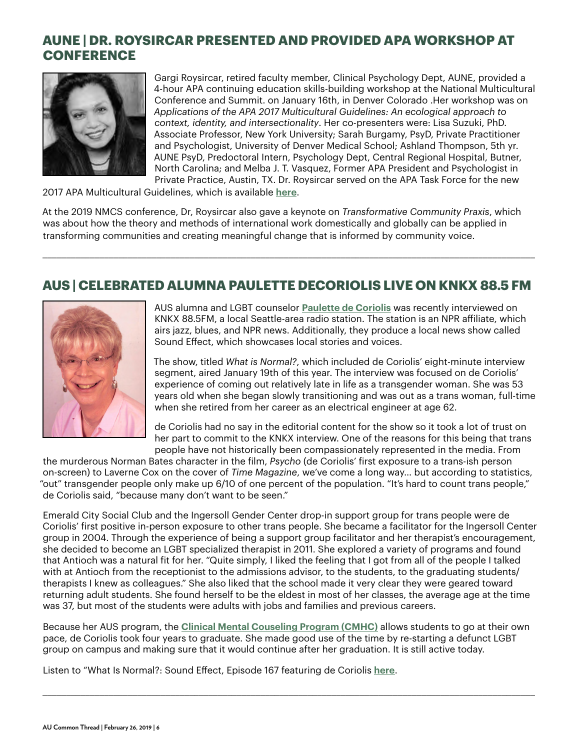## AUNE | DR. ROYSIRCAR PRESENTED AND PROVIDED APA WORKSHOP AT CONFERENCE

Gargi Roysircar, retired faculty member, Clinical Psychology Dept, AUNE, provided a 4-hour APA continuing education skills-building workshop at the National Multicultural Conference and Summit. on January 16th, in Denver Colorado .Her workshop was on *Applications of the APA 2017 Multicultural Guidelines: An ecological approach to context, identity, and intersectionality*. Her co-presenters were: Lisa Suzuki, PhD. Associate Professor, New York University; Sarah Burgamy, PsyD, Private Practitioner and Psychologist, University of Denver Medical School; Ashland Thompson, 5th yr. AUNE PsyD, Predoctoral Intern, Psychology Dept, Central Regional Hospital, Butner, North Carolina; and Melba J. T. Vasquez, Former APA President and Psychologist in Private Practice, Austin, TX. Dr. Roysircar served on the APA Task Force for the new 2017 APA Multicultural Guidelines, which is available **here**.

At the 2019 NMCS conference, Dr, Roysircar also gave a keynote on *Transformative Community Praxis*, which was about how the theory and methods of international work domestically and globally can be applied in transforming communities and creating meaningful change that is informed by community voice.

---

## AUS | CELEBRATED ALUMNA PAULETTE DECORIOLIS LIVE ON KNKX 88.5 FM

AUS alumna and LGBT counselor **Paulette de Coriolis** was recently interviewed on KNKX 88.5FM, a local Seattle-area radio station. The station is an NPR affiliate, which airs jazz, blues, and NPR news. Additionally, they produce a local news show called Sound Effect, which showcases local stories and voices.

The show, titled *What is Normal?*, which included de Coriolis' eight-minute interview segment, aired January 19th of this year. The interview was focused on de Coriolis' experience of coming out relatively late in life as a transgender woman. She was 53 years old when she began slowly transitioning and was out as a trans woman, full-time when she retired from her career as an electrical engineer at age 62.

de Coriolis had no say in the editorial content for the show so it took a lot of trust on her part to commit to the KNKX interview. One of the reasons for this being that trans people have not historically been compassionately represented in the media. From the murderous Norman Bates character in the film, *Psycho* (de Coriolis' first exposure to a trans-ish person on-screen) to Laverne Cox on the cover of *Time Magazine*, we've come a long way… but according to statistics, "out" transgender people only make up 6/10 of one percent of the population. "It's hard to count trans people," de Coriolis said, "because many don't want to be seen."

Emerald City Social Club and the Ingersoll Gender Center drop-in support group for trans people were de Coriolis' first positive in-person exposure to other trans people. She became a facilitator for the Ingersoll Center group in 2004. Through the experience of being a support group facilitator and her therapist's encouragement, she decided to become an LGBT specialized therapist in 2011. She explored a variety of programs and found that Antioch was a natural fit for her. "Quite simply, I liked the feeling that I got from all of the people I talked with at Antioch from the receptionist to the admissions advisor, to the students, to the graduating students/therapists I knew as colleagues." She also liked that the school made it very clear they were geared toward returning adult students. She found herself to be the eldest in most of her classes, the average age at the time was 37, but most of the students were adults with jobs and families and previous careers.

Because her AUS program, the **Clinical Mental Couseling Program (CMHC)** allows students to go at their own pace, de Coriolis took four years to graduate. She made good use of the time by re-starting a defunct LGBT group on campus and making sure that it would continue after her graduation. It is still active today.

Listen to "What Is Normal?: Sound Effect, Episode 167 featuring de Coriolis **here**.

---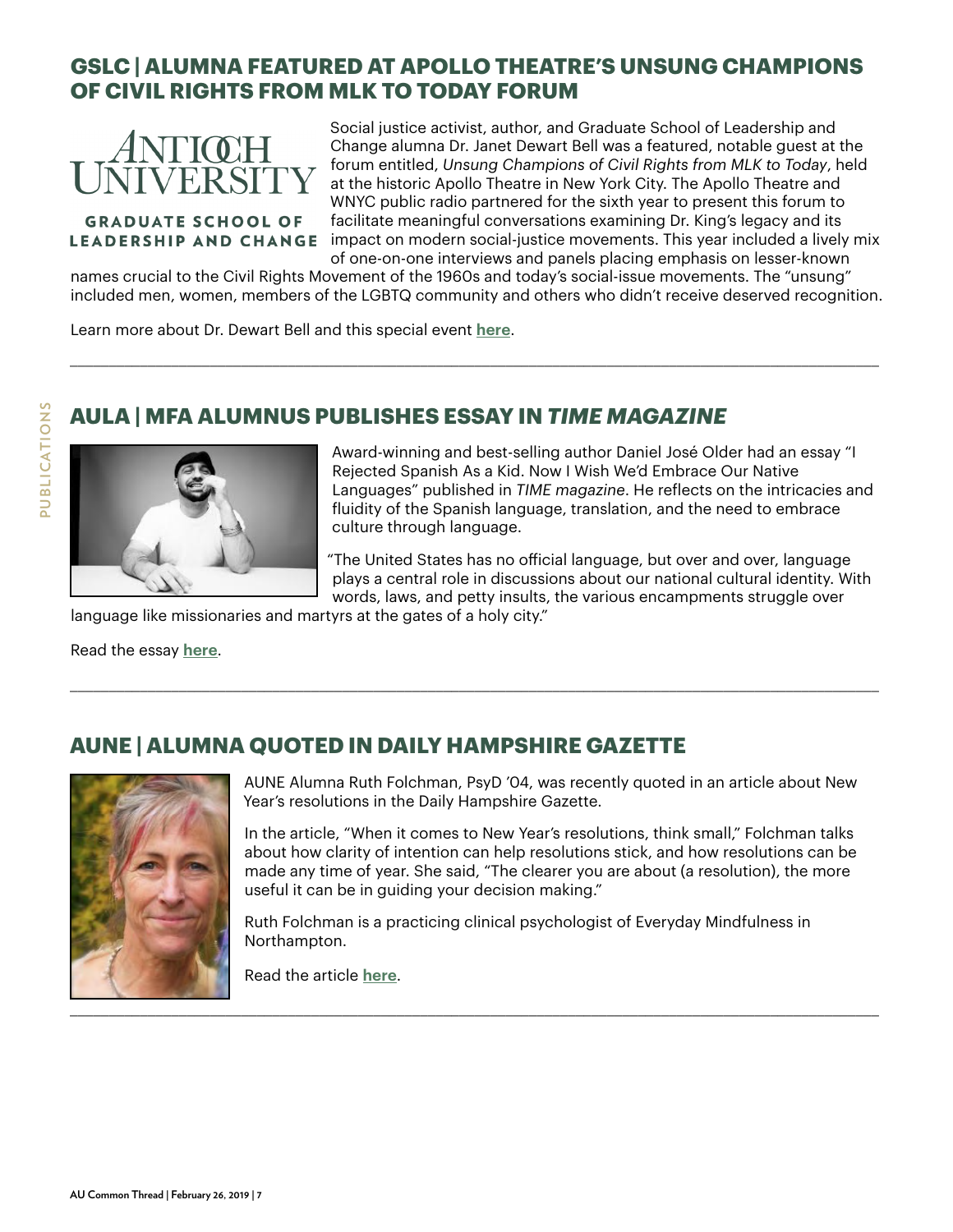## GSLC | ALUMNA FEATURED AT APOLLO THEATRE'S UNSUNG CHAMPIONS OF CIVIL RIGHTS FROM MLK TO TODAY FORUM

Antioch University

GRADUATE SCHOOL OF LEADERSHIP AND CHANGE

Social justice activist, author, and Graduate School of Leadership and Change alumna Dr. Janet Dewart Bell was a featured, notable guest at the forum entitled, *Unsung Champions of Civil Rights from MLK to Today*, held at the historic Apollo Theatre in New York City. The Apollo Theatre and WNYC public radio partnered for the sixth year to present this forum to facilitate meaningful conversations examining Dr. King's legacy and its impact on modern social-justice movements. This year included a lively mix of one-on-one interviews and panels placing emphasis on lesser-known names crucial to the Civil Rights Movement of the 1960s and today's social-issue movements. The "unsung" included men, women, members of the LGBTQ community and others who didn't receive deserved recognition.

Learn more about Dr. Dewart Bell and this special event **here**.

---

## AULA | MFA ALUMNUS PUBLISHES ESSAY IN *TIME MAGAZINE*

Award-winning and best-selling author Daniel José Older had an essay "I Rejected Spanish As a Kid. Now I Wish We'd Embrace Our Native Languages" published in *TIME magazine*. He reflects on the intricacies and fluidity of the Spanish language, translation, and the need to embrace culture through language.

"The United States has no official language, but over and over, language plays a central role in discussions about our national cultural identity. With words, laws, and petty insults, the various encampments struggle over language like missionaries and martyrs at the gates of a holy city."

Read the essay **here**.

---

## AUNE | ALUMNA QUOTED IN DAILY HAMPSHIRE GAZETTE

AUNE Alumna Ruth Folchman, PsyD '04, was recently quoted in an article about New Year's resolutions in the Daily Hampshire Gazette.

In the article, "When it comes to New Year's resolutions, think small," Folchman talks about how clarity of intention can help resolutions stick, and how resolutions can be made any time of year. She said, "The clearer you are about (a resolution), the more useful it can be in guiding your decision making."

Ruth Folchman is a practicing clinical psychologist of Everyday Mindfulness in Northampton.

Read the article **here**.

---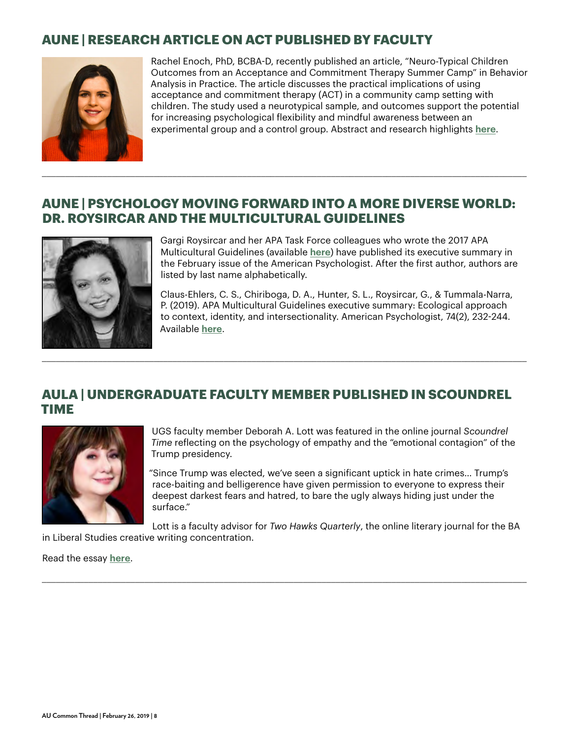## AUNE | RESEARCH ARTICLE ON ACT PUBLISHED BY FACULTY

Rachel Enoch, PhD, BCBA-D, recently published an article, "Neuro-Typical Children Outcomes from an Acceptance and Commitment Therapy Summer Camp" in Behavior Analysis in Practice. The article discusses the practical implications of using acceptance and commitment therapy (ACT) in a community camp setting with children. The study used a neurotypical sample, and outcomes support the potential for increasing psychological flexibility and mindful awareness between an experimental group and a control group. Abstract and research highlights **here**.

---

## AUNE | PSYCHOLOGY MOVING FORWARD INTO A MORE DIVERSE WORLD: DR. ROYSIRCAR AND THE MULTICULTURAL GUIDELINES

Gargi Roysircar and her APA Task Force colleagues who wrote the 2017 APA Multicultural Guidelines (available **here**) have published its executive summary in the February issue of the American Psychologist. After the first author, authors are listed by last name alphabetically.

Claus-Ehlers, C. S., Chiriboga, D. A., Hunter, S. L., Roysircar, G., & Tummala-Narra, P. (2019). APA Multicultural Guidelines executive summary: Ecological approach to context, identity, and intersectionality. American Psychologist, 74(2), 232-244. Available **here**.

---

## AULA | UNDERGRADUATE FACULTY MEMBER PUBLISHED IN SCOUNDREL TIME

UGS faculty member Deborah A. Lott was featured in the online journal *Scoundrel Time* reflecting on the psychology of empathy and the "emotional contagion" of the Trump presidency.

"Since Trump was elected, we've seen a significant uptick in hate crimes... Trump's race-baiting and belligerence have given permission to everyone to express their deepest darkest fears and hatred, to bare the ugly always hiding just under the surface."

Lott is a faculty advisor for *Two Hawks Quarterly*, the online literary journal for the BA in Liberal Studies creative writing concentration.

Read the essay **here**.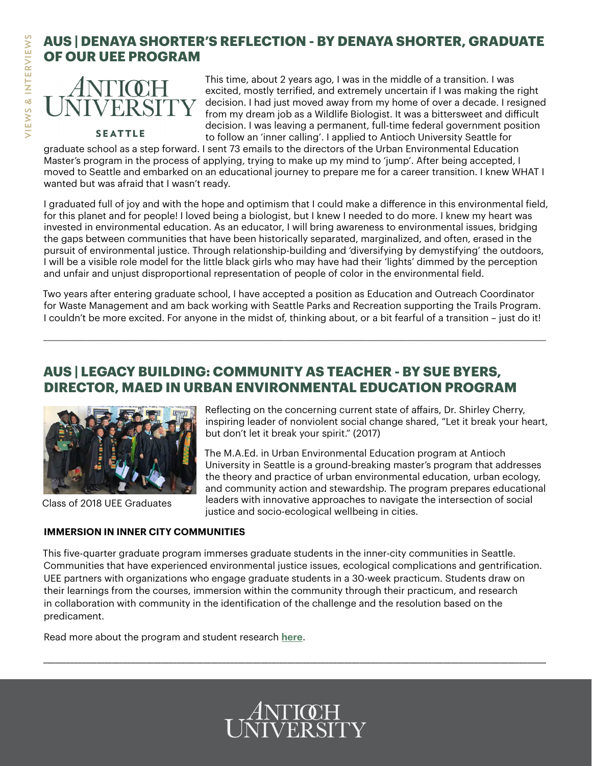## AUS | DENAYA SHORTER'S REFLECTION - BY DENAYA SHORTER, GRADUATE OF OUR UEE PROGRAM

This time, about 2 years ago, I was in the middle of a transition. I was excited, mostly terrified, and extremely uncertain if I was making the right decision. I had just moved away from my home of over a decade. I resigned from my dream job as a Wildlife Biologist. It was a bittersweet and difficult decision. I was leaving a permanent, full-time federal government position to follow an 'inner calling'. I applied to Antioch University Seattle for graduate school as a step forward. I sent 73 emails to the directors of the Urban Environmental Education Master's program in the process of applying, trying to make up my mind to 'jump'. After being accepted, I moved to Seattle and embarked on an educational journey to prepare me for a career transition. I knew WHAT I wanted but was afraid that I wasn't ready.

I graduated full of joy and with the hope and optimism that I could make a difference in this environmental field, for this planet and for people! I loved being a biologist, but I knew I needed to do more. I knew my heart was invested in environmental education. As an educator, I will bring awareness to environmental issues, bridging the gaps between communities that have been historically separated, marginalized, and often, erased in the pursuit of environmental justice. Through relationship-building and 'diversifying by demystifying' the outdoors, I will be a visible role model for the little black girls who may have had their 'lights' dimmed by the perception and unfair and unjust disproportional representation of people of color in the environmental field.

Two years after entering graduate school, I have accepted a position as Education and Outreach Coordinator for Waste Management and am back working with Seattle Parks and Recreation supporting the Trails Program. I couldn't be more excited. For anyone in the midst of, thinking about, or a bit fearful of a transition – just do it!

---

## AUS | LEGACY BUILDING: COMMUNITY AS TEACHER - BY SUE BYERS, DIRECTOR, MAED IN URBAN ENVIRONMENTAL EDUCATION PROGRAM

Class of 2018 UEE Graduates

Reflecting on the concerning current state of affairs, Dr. Shirley Cherry, inspiring leader of nonviolent social change shared, "Let it break your heart, but don't let it break your spirit." (2017)

The M.A.Ed. in Urban Environmental Education program at Antioch University in Seattle is a ground-breaking master's program that addresses the theory and practice of urban environmental education, urban ecology, and community action and stewardship. The program prepares educational leaders with innovative approaches to navigate the intersection of social justice and socio-ecological wellbeing in cities.

**IMMERSION IN INNER CITY COMMUNITIES**

This five-quarter graduate program immerses graduate students in the inner-city communities in Seattle. Communities that have experienced environmental justice issues, ecological complications and gentrification. UEE partners with organizations who engage graduate students in a 30-week practicum. Students draw on their learnings from the courses, immersion within the community through their practicum, and research in collaboration with community in the identification of the challenge and the resolution based on the predicament.

Read more about the program and student research **here**.